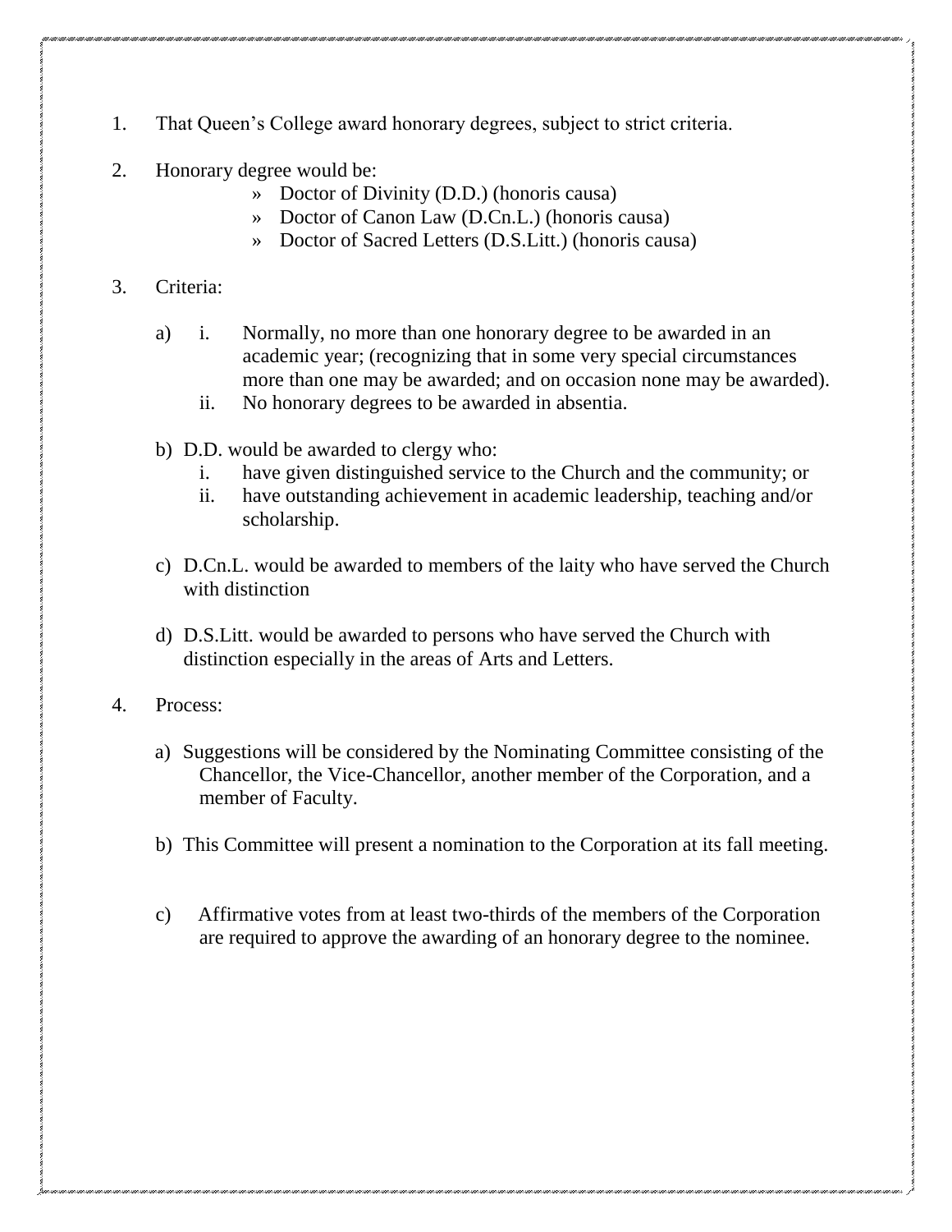1. That Queen's College award honorary degrees, subject to strict criteria.

2. Honorary degree would be:
   - » Doctor of Divinity (D.D.) (honoris causa)
   - » Doctor of Canon Law (D.Cn.L.) (honoris causa)
   - » Doctor of Sacred Letters (D.S.Litt.) (honoris causa)

3. Criteria:

   a) i. Normally, no more than one honorary degree to be awarded in an academic year; (recognizing that in some very special circumstances more than one may be awarded; and on occasion none may be awarded).
      ii. No honorary degrees to be awarded in absentia.

   b) D.D. would be awarded to clergy who:
      i. have given distinguished service to the Church and the community; or
      ii. have outstanding achievement in academic leadership, teaching and/or scholarship.

   c) D.Cn.L. would be awarded to members of the laity who have served the Church with distinction

   d) D.S.Litt. would be awarded to persons who have served the Church with distinction especially in the areas of Arts and Letters.

4. Process:

   a) Suggestions will be considered by the Nominating Committee consisting of the Chancellor, the Vice-Chancellor, another member of the Corporation, and a member of Faculty.

   b) This Committee will present a nomination to the Corporation at its fall meeting.

   c) Affirmative votes from at least two-thirds of the members of the Corporation are required to approve the awarding of an honorary degree to the nominee.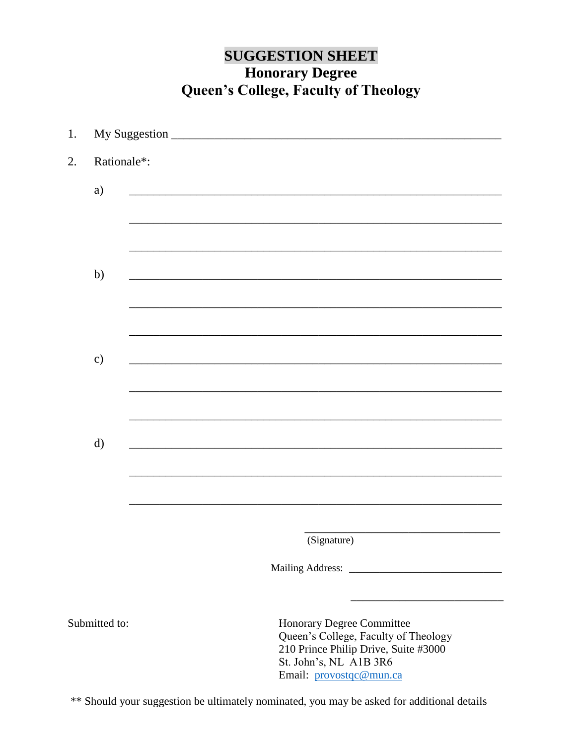# SUGGESTION SHEET

## Honorary Degree

## Queen's College, Faculty of Theology

1. My Suggestion ______________________________________________________

2. Rationale*:

   a) ______________________________________________________

   ______________________________________________________

   ______________________________________________________

   b) ______________________________________________________

   ______________________________________________________

   ______________________________________________________

   c) ______________________________________________________

   ______________________________________________________

   ______________________________________________________

   d) ______________________________________________________

   ______________________________________________________

   ______________________________________________________

__________________________________
(Signature)

Mailing Address: ____________________________

____________________________

Submitted to:

Honorary Degree Committee
Queen's College, Faculty of Theology
210 Prince Philip Drive, Suite #3000
St. John's, NL A1B 3R6
Email: provostqc@mun.ca

** Should your suggestion be ultimately nominated, you may be asked for additional details